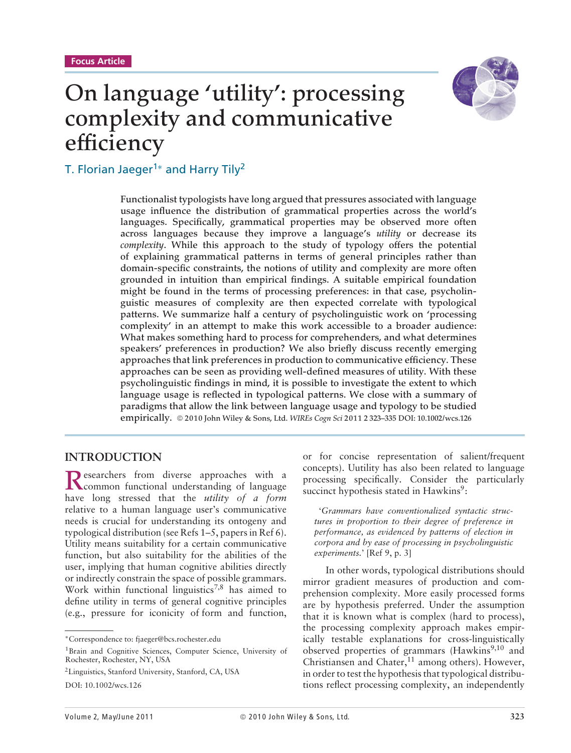Focus Article

# On language 'utility': processing complexity and communicative efficiency

T. Florian Jaeger[1]* and Harry Tily[2]

**Functionalist typologists have long argued that pressures associated with language usage influence the distribution of grammatical properties across the world's languages. Specifically, grammatical properties may be observed more often across languages because they improve a language's *utility* or decrease its *complexity*. While this approach to the study of typology offers the potential of explaining grammatical patterns in terms of general principles rather than domain-specific constraints, the notions of utility and complexity are more often grounded in intuition than empirical findings. A suitable empirical foundation might be found in the terms of processing preferences: in that case, psycholinguistic measures of complexity are then expected correlate with typological patterns. We summarize half a century of psycholinguistic work on 'processing complexity' in an attempt to make this work accessible to a broader audience: What makes something hard to process for comprehenders, and what determines speakers' preferences in production? We also briefly discuss recently emerging approaches that link preferences in production to communicative efficiency. These approaches can be seen as providing well-defined measures of utility. With these psycholinguistic findings in mind, it is possible to investigate the extent to which language usage is reflected in typological patterns. We close with a summary of paradigms that allow the link between language usage and typology to be studied empirically.** © 2010 John Wiley & Sons, Ltd. *WIREs Cogn Sci* 2011 2 323–335 DOI: 10.1002/wcs.126

## INTRODUCTION

Researchers from diverse approaches with a common functional understanding of language have long stressed that the *utility of a form* relative to a human language user's communicative needs is crucial for understanding its ontogeny and typological distribution (see Refs 1–5, papers in Ref 6). Utility means suitability for a certain communicative function, but also suitability for the abilities of the user, implying that human cognitive abilities directly or indirectly constrain the space of possible grammars. Work within functional linguistics[7,8] has aimed to define utility in terms of general cognitive principles (e.g., pressure for iconicity of form and function, or for concise representation of salient/frequent concepts). Utility has also been related to language processing specifically. Consider the particularly succinct hypothesis stated in Hawkins[9]:

> '*Grammars have conventionalized syntactic structures in proportion to their degree of preference in performance, as evidenced by patterns of election in corpora and by ease of processing in psycholinguistic experiments.*' [Ref 9, p. 3]

In other words, typological distributions should mirror gradient measures of production and comprehension complexity. More easily processed forms are by hypothesis preferred. Under the assumption that it is known what is complex (hard to process), the processing complexity approach makes empirically testable explanations for cross-linguistically observed properties of grammars (Hawkins[9,10] and Christiansen and Chater,[11] among others). However, in order to test the hypothesis that typological distributions reflect processing complexity, an independently

*Correspondence to: fjaeger@bcs.rochester.edu

[1]Brain and Cognitive Sciences, Computer Science, University of Rochester, Rochester, NY, USA

[2]Linguistics, Stanford University, Stanford, CA, USA

DOI: 10.1002/wcs.126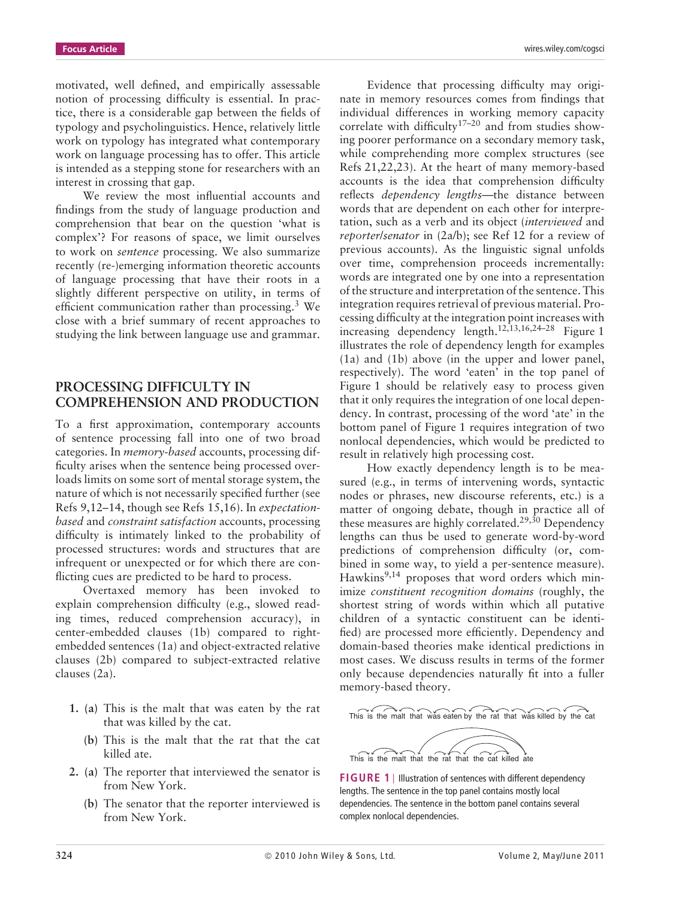motivated, well defined, and empirically assessable notion of processing difficulty is essential. In practice, there is a considerable gap between the fields of typology and psycholinguistics. Hence, relatively little work on typology has integrated what contemporary work on language processing has to offer. This article is intended as a stepping stone for researchers with an interest in crossing that gap.

We review the most influential accounts and findings from the study of language production and comprehension that bear on the question 'what is complex'? For reasons of space, we limit ourselves to work on *sentence* processing. We also summarize recently (re-)emerging information theoretic accounts of language processing that have their roots in a slightly different perspective on utility, in terms of efficient communication rather than processing.[3] We close with a brief summary of recent approaches to studying the link between language use and grammar.

## PROCESSING DIFFICULTY IN COMPREHENSION AND PRODUCTION

To a first approximation, contemporary accounts of sentence processing fall into one of two broad categories. In *memory-based* accounts, processing difficulty arises when the sentence being processed overloads limits on some sort of mental storage system, the nature of which is not necessarily specified further (see Refs 9,12–14, though see Refs 15,16). In *expectation-based* and *constraint satisfaction* accounts, processing difficulty is intimately linked to the probability of processed structures: words and structures that are infrequent or unexpected or for which there are conflicting cues are predicted to be hard to process.

Overtaxed memory has been invoked to explain comprehension difficulty (e.g., slowed reading times, reduced comprehension accuracy), in center-embedded clauses (1b) compared to right-embedded sentences (1a) and object-extracted relative clauses (2b) compared to subject-extracted relative clauses (2a).

1. (a) This is the malt that was eaten by the rat that was killed by the cat.
   (b) This is the malt that the rat that the cat killed ate.
2. (a) The reporter that interviewed the senator is from New York.
   (b) The senator that the reporter interviewed is from New York.

Evidence that processing difficulty may originate in memory resources comes from findings that individual differences in working memory capacity correlate with difficulty[17–20] and from studies showing poorer performance on a secondary memory task, while comprehending more complex structures (see Refs 21,22,23). At the heart of many memory-based accounts is the idea that comprehension difficulty reflects *dependency lengths*—the distance between words that are dependent on each other for interpretation, such as a verb and its object (*interviewed* and *reporter/senator* in (2a/b); see Ref 12 for a review of previous accounts). As the linguistic signal unfolds over time, comprehension proceeds incrementally: words are integrated one by one into a representation of the structure and interpretation of the sentence. This integration requires retrieval of previous material. Processing difficulty at the integration point increases with increasing dependency length.[12,13,16,24–28] Figure 1 illustrates the role of dependency length for examples (1a) and (1b) above (in the upper and lower panel, respectively). The word 'eaten' in the top panel of Figure 1 should be relatively easy to process given that it only requires the integration of one local dependency. In contrast, processing of the word 'ate' in the bottom panel of Figure 1 requires integration of two nonlocal dependencies, which would be predicted to result in relatively high processing cost.

How exactly dependency length is to be measured (e.g., in terms of intervening words, syntactic nodes or phrases, new discourse referents, etc.) is a matter of ongoing debate, though in practice all of these measures are highly correlated.[29,30] Dependency lengths can thus be used to generate word-by-word predictions of comprehension difficulty (or, combined in some way, to yield a per-sentence measure). Hawkins[9,14] proposes that word orders which minimize *constituent recognition domains* (roughly, the shortest string of words within which all putative children of a syntactic constituent can be identified) are processed more efficiently. Dependency and domain-based theories make identical predictions in most cases. We discuss results in terms of the former only because dependencies naturally fit into a fuller memory-based theory.

This is the malt that was eaten by the rat that was killed by the cat

This is the malt that the rat that the cat killed ate

**FIGURE 1** | Illustration of sentences with different dependency lengths. The sentence in the top panel contains mostly local dependencies. The sentence in the bottom panel contains several complex nonlocal dependencies.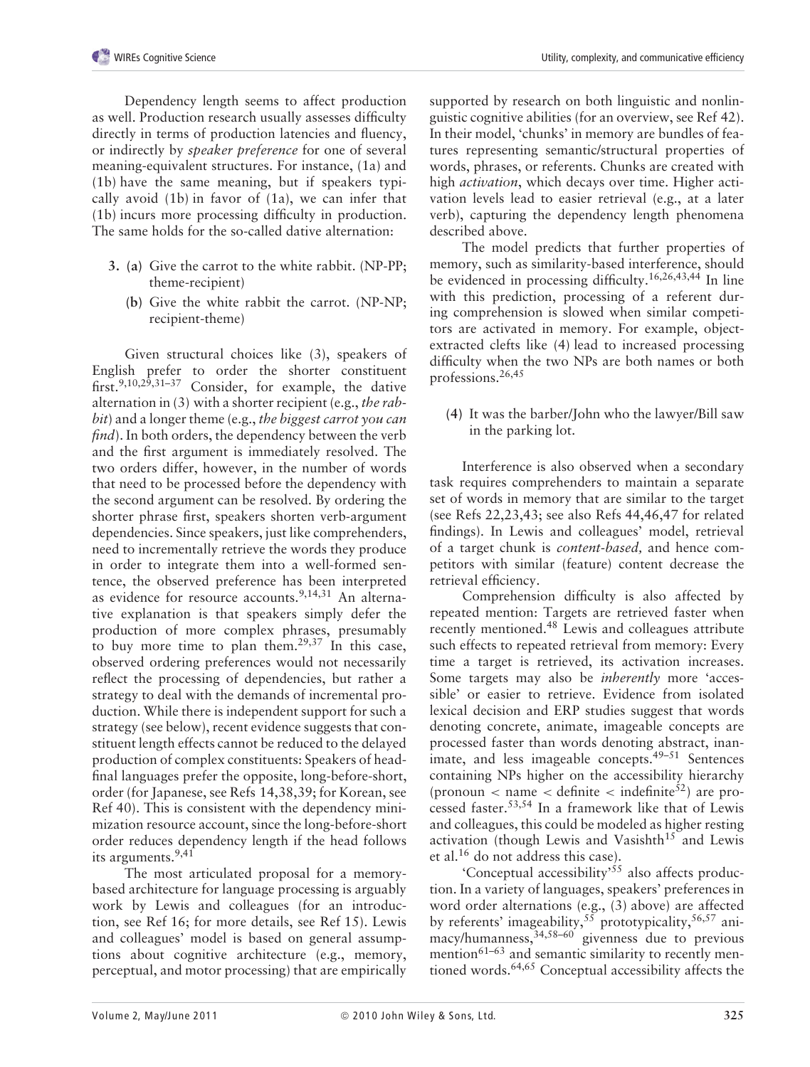Dependency length seems to affect production as well. Production research usually assesses difficulty directly in terms of production latencies and fluency, or indirectly by *speaker preference* for one of several meaning-equivalent structures. For instance, (1a) and (1b) have the same meaning, but if speakers typically avoid (1b) in favor of (1a), we can infer that (1b) incurs more processing difficulty in production. The same holds for the so-called dative alternation:

3. (a) Give the carrot to the white rabbit. (NP-PP; theme-recipient)
   (b) Give the white rabbit the carrot. (NP-NP; recipient-theme)

Given structural choices like (3), speakers of English prefer to order the shorter constituent first.[9,10,29,31–37] Consider, for example, the dative alternation in (3) with a shorter recipient (e.g., *the rabbit*) and a longer theme (e.g., *the biggest carrot you can find*). In both orders, the dependency between the verb and the first argument is immediately resolved. The two orders differ, however, in the number of words that need to be processed before the dependency with the second argument can be resolved. By ordering the shorter phrase first, speakers shorten verb-argument dependencies. Since speakers, just like comprehenders, need to incrementally retrieve the words they produce in order to integrate them into a well-formed sentence, the observed preference has been interpreted as evidence for resource accounts.[9,14,31] An alternative explanation is that speakers simply defer the production of more complex phrases, presumably to buy more time to plan them.[29,37] In this case, observed ordering preferences would not necessarily reflect the processing of dependencies, but rather a strategy to deal with the demands of incremental production. While there is independent support for such a strategy (see below), recent evidence suggests that constituent length effects cannot be reduced to the delayed production of complex constituents: Speakers of head-final languages prefer the opposite, long-before-short, order (for Japanese, see Refs 14,38,39; for Korean, see Ref 40). This is consistent with the dependency minimization resource account, since the long-before-short order reduces dependency length if the head follows its arguments.[9,41]

The most articulated proposal for a memory-based architecture for language processing is arguably work by Lewis and colleagues (for an introduction, see Ref 16; for more details, see Ref 15). Lewis and colleagues' model is based on general assumptions about cognitive architecture (e.g., memory, perceptual, and motor processing) that are empirically supported by research on both linguistic and nonlinguistic cognitive abilities (for an overview, see Ref 42). In their model, 'chunks' in memory are bundles of features representing semantic/structural properties of words, phrases, or referents. Chunks are created with high *activation*, which decays over time. Higher activation levels lead to easier retrieval (e.g., at a later verb), capturing the dependency length phenomena described above.

The model predicts that further properties of memory, such as similarity-based interference, should be evidenced in processing difficulty.[16,26,43,44] In line with this prediction, processing of a referent during comprehension is slowed when similar competitors are activated in memory. For example, object-extracted clefts like (4) lead to increased processing difficulty when the two NPs are both names or both professions.[26,45]

(4) It was the barber/John who the lawyer/Bill saw in the parking lot.

Interference is also observed when a secondary task requires comprehenders to maintain a separate set of words in memory that are similar to the target (see Refs 22,23,43; see also Refs 44,46,47 for related findings). In Lewis and colleagues' model, retrieval of a target chunk is *content-based,* and hence competitors with similar (feature) content decrease the retrieval efficiency.

Comprehension difficulty is also affected by repeated mention: Targets are retrieved faster when recently mentioned.[48] Lewis and colleagues attribute such effects to repeated retrieval from memory: Every time a target is retrieved, its activation increases. Some targets may also be *inherently* more 'accessible' or easier to retrieve. Evidence from isolated lexical decision and ERP studies suggest that words denoting concrete, animate, imageable concepts are processed faster than words denoting abstract, inanimate, and less imageable concepts.[49–51] Sentences containing NPs higher on the accessibility hierarchy (pronoun < name < definite < indefinite[52]) are processed faster.[53,54] In a framework like that of Lewis and colleagues, this could be modeled as higher resting activation (though Lewis and Vasishth[15] and Lewis et al.[16] do not address this case).

'Conceptual accessibility'[55] also affects production. In a variety of languages, speakers' preferences in word order alternations (e.g., (3) above) are affected by referents' imageability,[55] prototypicality,[56,57] animacy/humanness,[34,58–60] givenness due to previous mention[61–63] and semantic similarity to recently mentioned words.[64,65] Conceptual accessibility affects the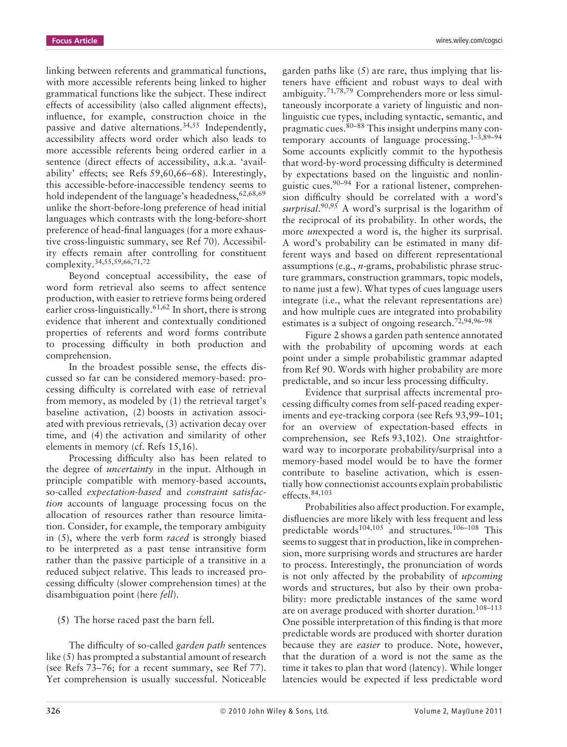linking between referents and grammatical functions, with more accessible referents being linked to higher grammatical functions like the subject. These indirect effects of accessibility (also called alignment effects), influence, for example, construction choice in the passive and dative alternations.[34,55] Independently, accessibility affects word order which also leads to more accessible referents being ordered earlier in a sentence (direct effects of accessibility, a.k.a. 'availability' effects; see Refs 59,60,66–68). Interestingly, this accessible-before-inaccessible tendency seems to hold independent of the language's headedness,[62,68,69] unlike the short-before-long preference of head initial languages which contrasts with the long-before-short preference of head-final languages (for a more exhaustive cross-linguistic summary, see Ref 70). Accessibility effects remain after controlling for constituent complexity.[34,55,59,66,71,72]

Beyond conceptual accessibility, the ease of word form retrieval also seems to affect sentence production, with easier to retrieve forms being ordered earlier cross-linguistically.[61,62] In short, there is strong evidence that inherent and contextually conditioned properties of referents and word forms contribute to processing difficulty in both production and comprehension.

In the broadest possible sense, the effects discussed so far can be considered memory-based: processing difficulty is correlated with ease of retrieval from memory, as modeled by (1) the retrieval target's baseline activation, (2) boosts in activation associated with previous retrievals, (3) activation decay over time, and (4) the activation and similarity of other elements in memory (cf. Refs 15,16).

Processing difficulty also has been related to the degree of *uncertainty* in the input. Although in principle compatible with memory-based accounts, so-called *expectation-based* and *constraint satisfaction* accounts of language processing focus on the allocation of resources rather than resource limitation. Consider, for example, the temporary ambiguity in (5), where the verb form *raced* is strongly biased to be interpreted as a past tense intransitive form rather than the passive participle of a transitive in a reduced subject relative. This leads to increased processing difficulty (slower comprehension times) at the disambiguation point (here *fell*).

(5) The horse raced past the barn fell.

The difficulty of so-called *garden path* sentences like (5) has prompted a substantial amount of research (see Refs 73–76; for a recent summary, see Ref 77). Yet comprehension is usually successful. Noticeable garden paths like (5) are rare, thus implying that listeners have efficient and robust ways to deal with ambiguity.[71,78,79] Comprehenders more or less simultaneously incorporate a variety of linguistic and nonlinguistic cue types, including syntactic, semantic, and pragmatic cues.[80–88] This insight underpins many contemporary accounts of language processing.[1–3,89–94] Some accounts explicitly commit to the hypothesis that word-by-word processing difficulty is determined by expectations based on the linguistic and nonlinguistic cues.[90–94] For a rational listener, comprehension difficulty should be correlated with a word's *surprisal*.[90,95] A word's surprisal is the logarithm of the reciprocal of its probability. In other words, the more *un*expected a word is, the higher its surprisal. A word's probability can be estimated in many different ways and based on different representational assumptions (e.g., *n*-grams, probabilistic phrase structure grammars, construction grammars, topic models, to name just a few). What types of cues language users integrate (i.e., what the relevant representations are) and how multiple cues are integrated into probability estimates is a subject of ongoing research.[72,94,96–98]

Figure 2 shows a garden path sentence annotated with the probability of upcoming words at each point under a simple probabilistic grammar adapted from Ref 90. Words with higher probability are more predictable, and so incur less processing difficulty.

Evidence that surprisal affects incremental processing difficulty comes from self-paced reading experiments and eye-tracking corpora (see Refs 93,99–101; for an overview of expectation-based effects in comprehension, see Refs 93,102). One straightforward way to incorporate probability/surprisal into a memory-based model would be to have the former contribute to baseline activation, which is essentially how connectionist accounts explain probabilistic effects.[84,103]

Probabilities also affect production. For example, disfluencies are more likely with less frequent and less predictable words[104,105] and structures.[106–108] This seems to suggest that in production, like in comprehension, more surprising words and structures are harder to process. Interestingly, the pronunciation of words is not only affected by the probability of *upcoming* words and structures, but also by their own probability: more predictable instances of the same word are on average produced with shorter duration.[108–113] One possible interpretation of this finding is that more predictable words are produced with shorter duration because they are *easier* to produce. Note, however, that the duration of a word is not the same as the time it takes to plan that word (latency). While longer latencies would be expected if less predictable word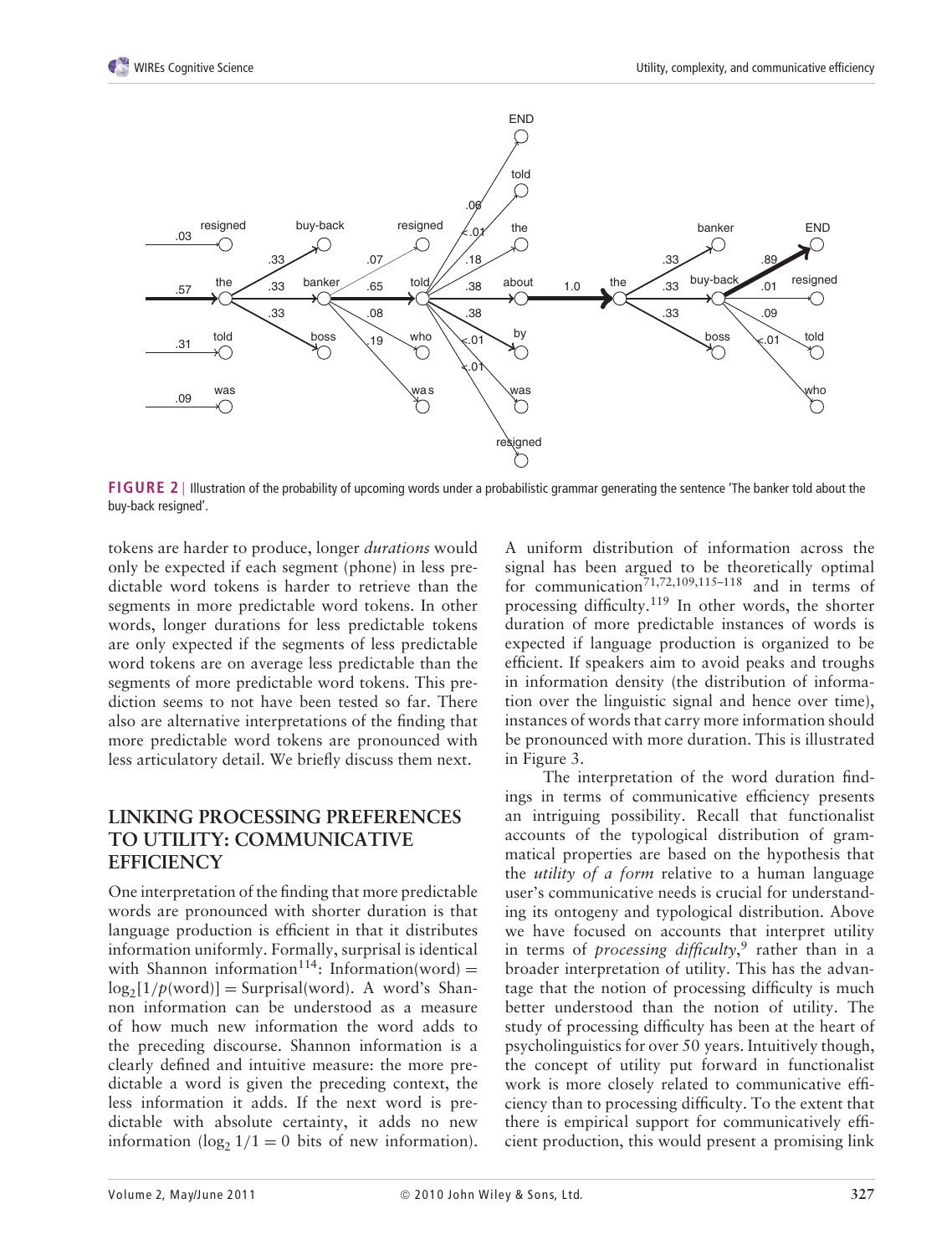**FIGURE 2** | Illustration of the probability of upcoming words under a probabilistic grammar generating the sentence 'The banker told about the buy-back resigned'.

tokens are harder to produce, longer *durations* would only be expected if each segment (phone) in less predictable word tokens is harder to retrieve than the segments in more predictable word tokens. In other words, longer durations for less predictable tokens are only expected if the segments of less predictable word tokens are on average less predictable than the segments of more predictable word tokens. This prediction seems to not have been tested so far. There also are alternative interpretations of the finding that more predictable word tokens are pronounced with less articulatory detail. We briefly discuss them next.

## LINKING PROCESSING PREFERENCES TO UTILITY: COMMUNICATIVE EFFICIENCY

One interpretation of the finding that more predictable words are pronounced with shorter duration is that language production is efficient in that it distributes information uniformly. Formally, surprisal is identical with Shannon information[114]: Information(word) = $\log_2[1/p(\text{word})]$ = Surprisal(word). A word's Shannon information can be understood as a measure of how much new information the word adds to the preceding discourse. Shannon information is a clearly defined and intuitive measure: the more predictable a word is given the preceding context, the less information it adds. If the next word is predictable with absolute certainty, it adds no new information ($\log_2 1/1 = 0$ bits of new information). A uniform distribution of information across the signal has been argued to be theoretically optimal for communication[71,72,109,115–118] and in terms of processing difficulty.[119] In other words, the shorter duration of more predictable instances of words is expected if language production is organized to be efficient. If speakers aim to avoid peaks and troughs in information density (the distribution of information over the linguistic signal and hence over time), instances of words that carry more information should be pronounced with more duration. This is illustrated in Figure 3.

The interpretation of the word duration findings in terms of communicative efficiency presents an intriguing possibility. Recall that functionalist accounts of the typological distribution of grammatical properties are based on the hypothesis that the *utility of a form* relative to a human language user's communicative needs is crucial for understanding its ontogeny and typological distribution. Above we have focused on accounts that interpret utility in terms of *processing difficulty*,[9] rather than in a broader interpretation of utility. This has the advantage that the notion of processing difficulty is much better understood than the notion of utility. The study of processing difficulty has been at the heart of psycholinguistics for over 50 years. Intuitively though, the concept of utility put forward in functionalist work is more closely related to communicative efficiency than to processing difficulty. To the extent that there is empirical support for communicatively efficient production, this would present a promising link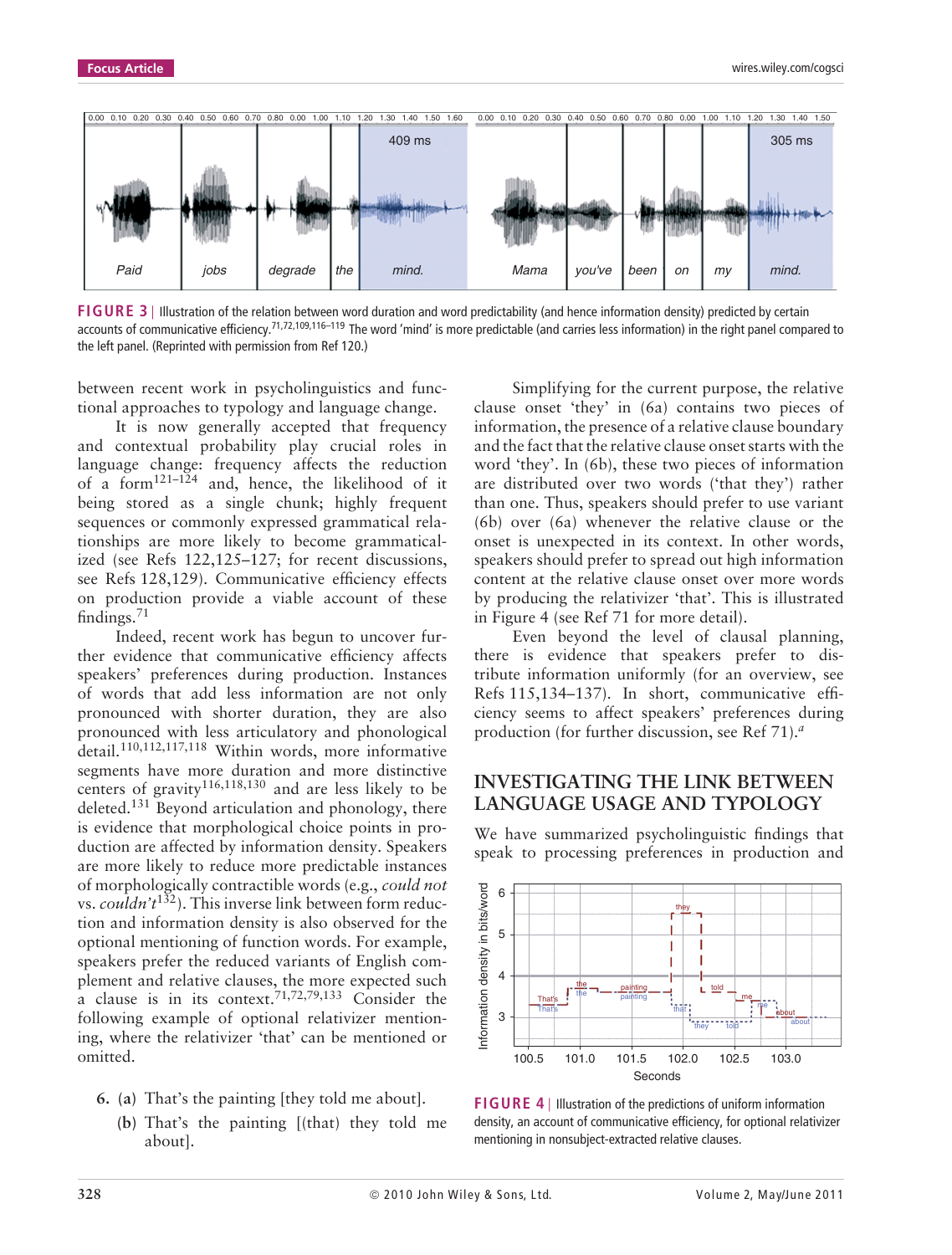FIGURE 3 | Illustration of the relation between word duration and word predictability (and hence information density) predicted by certain accounts of communicative efficiency.[71,72,109,116–119] The word 'mind' is more predictable (and carries less information) in the right panel compared to the left panel. (Reprinted with permission from Ref 120.)

between recent work in psycholinguistics and functional approaches to typology and language change.

It is now generally accepted that frequency and contextual probability play crucial roles in language change: frequency affects the reduction of a form[121–124] and, hence, the likelihood of it being stored as a single chunk; highly frequent sequences or commonly expressed grammatical relationships are more likely to become grammaticalized (see Refs 122,125–127; for recent discussions, see Refs 128,129). Communicative efficiency effects on production provide a viable account of these findings.[71]

Indeed, recent work has begun to uncover further evidence that communicative efficiency affects speakers' preferences during production. Instances of words that add less information are not only pronounced with shorter duration, they are also pronounced with less articulatory and phonological detail.[110,112,117,118] Within words, more informative segments have more duration and more distinctive centers of gravity[116,118,130] and are less likely to be deleted.[131] Beyond articulation and phonology, there is evidence that morphological choice points in production are affected by information density. Speakers are more likely to reduce more predictable instances of morphologically contractible words (e.g., *could not* vs. *couldn't*[132]). This inverse link between form reduction and information density is also observed for the optional mentioning of function words. For example, speakers prefer the reduced variants of English complement and relative clauses, the more expected such a clause is in its context.[71,72,79,133] Consider the following example of optional relativizer mentioning, where the relativizer 'that' can be mentioned or omitted.

6. (a) That's the painting [they told me about].
   (b) That's the painting [(that) they told me about].

Simplifying for the current purpose, the relative clause onset 'they' in (6a) contains two pieces of information, the presence of a relative clause boundary and the fact that the relative clause onset starts with the word 'they'. In (6b), these two pieces of information are distributed over two words ('that they') rather than one. Thus, speakers should prefer to use variant (6b) over (6a) whenever the relative clause or the onset is unexpected in its context. In other words, speakers should prefer to spread out high information content at the relative clause onset over more words by producing the relativizer 'that'. This is illustrated in Figure 4 (see Ref 71 for more detail).

Even beyond the level of clausal planning, there is evidence that speakers prefer to distribute information uniformly (for an overview, see Refs 115,134–137). In short, communicative efficiency seems to affect speakers' preferences during production (for further discussion, see Ref 71).[a]

## INVESTIGATING THE LINK BETWEEN LANGUAGE USAGE AND TYPOLOGY

We have summarized psycholinguistic findings that speak to processing preferences in production and

FIGURE 4 | Illustration of the predictions of uniform information density, an account of communicative efficiency, for optional relativizer mentioning in nonsubject-extracted relative clauses.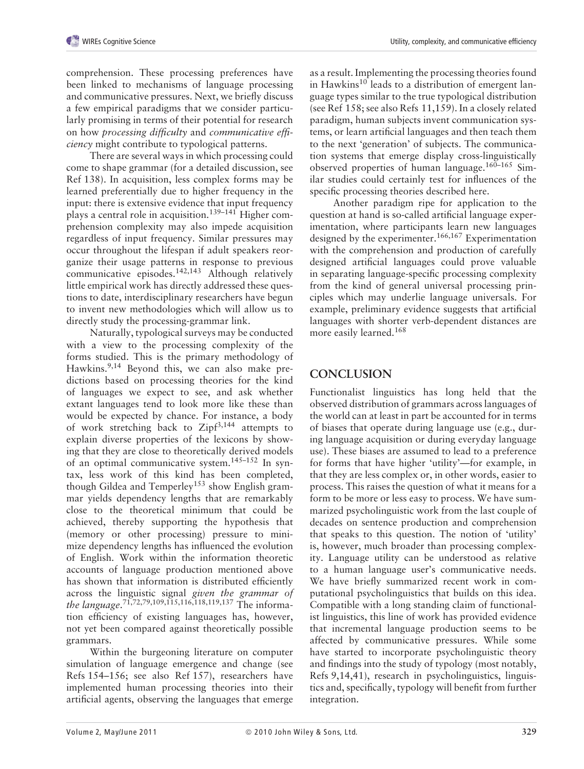comprehension. These processing preferences have been linked to mechanisms of language processing and communicative pressures. Next, we briefly discuss a few empirical paradigms that we consider particularly promising in terms of their potential for research on how *processing difficulty* and *communicative efficiency* might contribute to typological patterns.

There are several ways in which processing could come to shape grammar (for a detailed discussion, see Ref 138). In acquisition, less complex forms may be learned preferentially due to higher frequency in the input: there is extensive evidence that input frequency plays a central role in acquisition.[139–141] Higher comprehension complexity may also impede acquisition regardless of input frequency. Similar pressures may occur throughout the lifespan if adult speakers reorganize their usage patterns in response to previous communicative episodes.[142,143] Although relatively little empirical work has directly addressed these questions to date, interdisciplinary researchers have begun to invent new methodologies which will allow us to directly study the processing-grammar link.

Naturally, typological surveys may be conducted with a view to the processing complexity of the forms studied. This is the primary methodology of Hawkins.[9,14] Beyond this, we can also make predictions based on processing theories for the kind of languages we expect to see, and ask whether extant languages tend to look more like these than would be expected by chance. For instance, a body of work stretching back to Zipf[3,144] attempts to explain diverse properties of the lexicons by showing that they are close to theoretically derived models of an optimal communicative system.[145–152] In syntax, less work of this kind has been completed, though Gildea and Temperley[153] show English grammar yields dependency lengths that are remarkably close to the theoretical minimum that could be achieved, thereby supporting the hypothesis that (memory or other processing) pressure to minimize dependency lengths has influenced the evolution of English. Work within the information theoretic accounts of language production mentioned above has shown that information is distributed efficiently across the linguistic signal *given the grammar of the language*.[71,72,79,109,115,116,118,119,137] The information efficiency of existing languages has, however, not yet been compared against theoretically possible grammars.

Within the burgeoning literature on computer simulation of language emergence and change (see Refs 154–156; see also Ref 157), researchers have implemented human processing theories into their artificial agents, observing the languages that emerge as a result. Implementing the processing theories found in Hawkins[10] leads to a distribution of emergent language types similar to the true typological distribution (see Ref 158; see also Refs 11,159). In a closely related paradigm, human subjects invent communication systems, or learn artificial languages and then teach them to the next 'generation' of subjects. The communication systems that emerge display cross-linguistically observed properties of human language.[160–165] Similar studies could certainly test for influences of the specific processing theories described here.

Another paradigm ripe for application to the question at hand is so-called artificial language experimentation, where participants learn new languages designed by the experimenter.[166,167] Experimentation with the comprehension and production of carefully designed artificial languages could prove valuable in separating language-specific processing complexity from the kind of general universal processing principles which may underlie language universals. For example, preliminary evidence suggests that artificial languages with shorter verb-dependent distances are more easily learned.[168]

## CONCLUSION

Functionalist linguistics has long held that the observed distribution of grammars across languages of the world can at least in part be accounted for in terms of biases that operate during language use (e.g., during language acquisition or during everyday language use). These biases are assumed to lead to a preference for forms that have higher 'utility'—for example, in that they are less complex or, in other words, easier to process. This raises the question of what it means for a form to be more or less easy to process. We have summarized psycholinguistic work from the last couple of decades on sentence production and comprehension that speaks to this question. The notion of 'utility' is, however, much broader than processing complexity. Language utility can be understood as relative to a human language user's communicative needs. We have briefly summarized recent work in computational psycholinguistics that builds on this idea. Compatible with a long standing claim of functionalist linguistics, this line of work has provided evidence that incremental language production seems to be affected by communicative pressures. While some have started to incorporate psycholinguistic theory and findings into the study of typology (most notably, Refs 9,14,41), research in psycholinguistics, linguistics and, specifically, typology will benefit from further integration.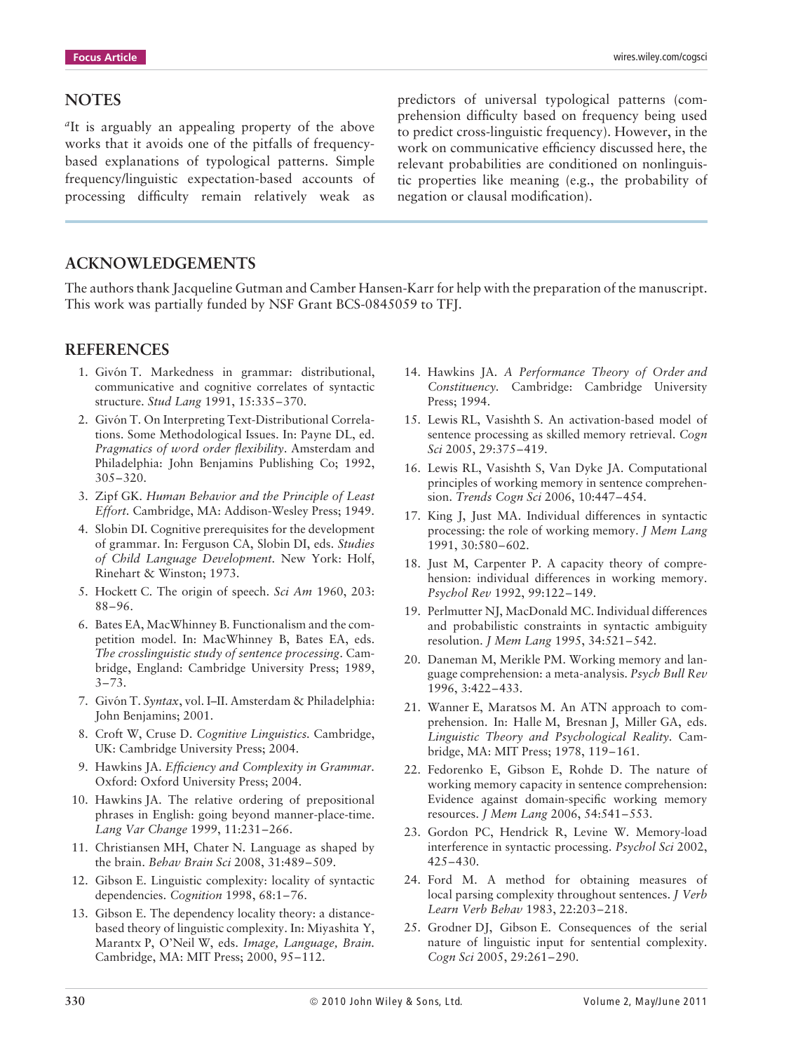## NOTES

[a]It is arguably an appealing property of the above works that it avoids one of the pitfalls of frequency-based explanations of typological patterns. Simple frequency/linguistic expectation-based accounts of processing difficulty remain relatively weak as predictors of universal typological patterns (comprehension difficulty based on frequency being used to predict cross-linguistic frequency). However, in the work on communicative efficiency discussed here, the relevant probabilities are conditioned on nonlinguistic properties like meaning (e.g., the probability of negation or clausal modification).

## ACKNOWLEDGEMENTS

The authors thank Jacqueline Gutman and Camber Hansen-Karr for help with the preparation of the manuscript. This work was partially funded by NSF Grant BCS-0845059 to TFJ.

## REFERENCES

1. Givón T. Markedness in grammar: distributional, communicative and cognitive correlates of syntactic structure. *Stud Lang* 1991, 15:335–370.
2. Givón T. On Interpreting Text-Distributional Correlations. Some Methodological Issues. In: Payne DL, ed. *Pragmatics of word order flexibility*. Amsterdam and Philadelphia: John Benjamins Publishing Co; 1992, 305–320.
3. Zipf GK. *Human Behavior and the Principle of Least Effort*. Cambridge, MA: Addison-Wesley Press; 1949.
4. Slobin DI. Cognitive prerequisites for the development of grammar. In: Ferguson CA, Slobin DI, eds. *Studies of Child Language Development*. New York: Holf, Rinehart & Winston; 1973.
5. Hockett C. The origin of speech. *Sci Am* 1960, 203: 88–96.
6. Bates EA, MacWhinney B. Functionalism and the competition model. In: MacWhinney B, Bates EA, eds. *The crosslinguistic study of sentence processing*. Cambridge, England: Cambridge University Press; 1989, 3–73.
7. Givón T. *Syntax*, vol. I–II. Amsterdam & Philadelphia: John Benjamins; 2001.
8. Croft W, Cruse D. *Cognitive Linguistics*. Cambridge, UK: Cambridge University Press; 2004.
9. Hawkins JA. *Efficiency and Complexity in Grammar*. Oxford: Oxford University Press; 2004.
10. Hawkins JA. The relative ordering of prepositional phrases in English: going beyond manner-place-time. *Lang Var Change* 1999, 11:231–266.
11. Christiansen MH, Chater N. Language as shaped by the brain. *Behav Brain Sci* 2008, 31:489–509.
12. Gibson E. Linguistic complexity: locality of syntactic dependencies. *Cognition* 1998, 68:1–76.
13. Gibson E. The dependency locality theory: a distance-based theory of linguistic complexity. In: Miyashita Y, Marantx P, O'Neil W, eds. *Image, Language, Brain*. Cambridge, MA: MIT Press; 2000, 95–112.
14. Hawkins JA. *A Performance Theory of Order and Constituency*. Cambridge: Cambridge University Press; 1994.
15. Lewis RL, Vasishth S. An activation-based model of sentence processing as skilled memory retrieval. *Cogn Sci* 2005, 29:375–419.
16. Lewis RL, Vasishth S, Van Dyke JA. Computational principles of working memory in sentence comprehension. *Trends Cogn Sci* 2006, 10:447–454.
17. King J, Just MA. Individual differences in syntactic processing: the role of working memory. *J Mem Lang* 1991, 30:580–602.
18. Just M, Carpenter P. A capacity theory of comprehension: individual differences in working memory. *Psychol Rev* 1992, 99:122–149.
19. Perlmutter NJ, MacDonald MC. Individual differences and probabilistic constraints in syntactic ambiguity resolution. *J Mem Lang* 1995, 34:521–542.
20. Daneman M, Merikle PM. Working memory and language comprehension: a meta-analysis. *Psych Bull Rev* 1996, 3:422–433.
21. Wanner E, Maratsos M. An ATN approach to comprehension. In: Halle M, Bresnan J, Miller GA, eds. *Linguistic Theory and Psychological Reality*. Cambridge, MA: MIT Press; 1978, 119–161.
22. Fedorenko E, Gibson E, Rohde D. The nature of working memory capacity in sentence comprehension: Evidence against domain-specific working memory resources. *J Mem Lang* 2006, 54:541–553.
23. Gordon PC, Hendrick R, Levine W. Memory-load interference in syntactic processing. *Psychol Sci* 2002, 425–430.
24. Ford M. A method for obtaining measures of local parsing complexity throughout sentences. *J Verb Learn Verb Behav* 1983, 22:203–218.
25. Grodner DJ, Gibson E. Consequences of the serial nature of linguistic input for sentential complexity. *Cogn Sci* 2005, 29:261–290.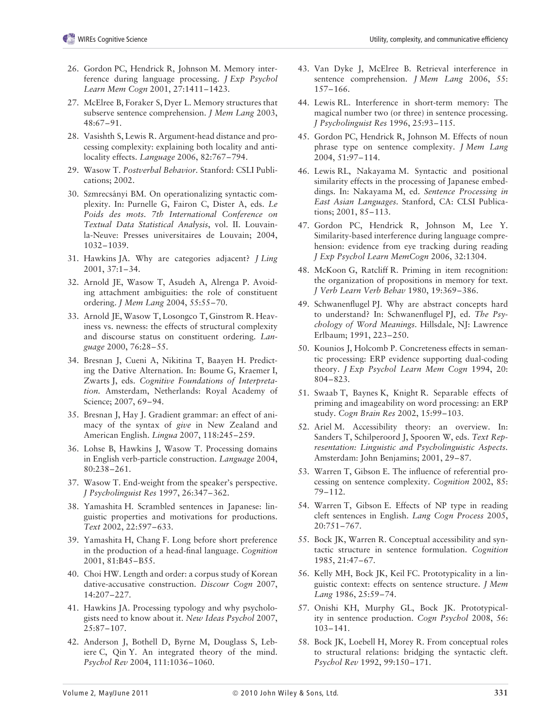26. Gordon PC, Hendrick R, Johnson M. Memory interference during language processing. *J Exp Psychol Learn Mem Cogn* 2001, 27:1411–1423.
27. McElree B, Foraker S, Dyer L. Memory structures that subserve sentence comprehension. *J Mem Lang* 2003, 48:67–91.
28. Vasishth S, Lewis R. Argument-head distance and processing complexity: explaining both locality and antilocality effects. *Language* 2006, 82:767–794.
29. Wasow T. *Postverbal Behavior*. Stanford: CSLI Publications; 2002.
30. Szmrecsányi BM. On operationalizing syntactic complexity. In: Purnelle G, Fairon C, Dister A, eds. *Le Poids des mots. 7th International Conference on Textual Data Statistical Analysis*, vol. II. Louvain-la-Neuve: Presses universitaires de Louvain; 2004, 1032–1039.
31. Hawkins JA. Why are categories adjacent? *J Ling* 2001, 37:1–34.
32. Arnold JE, Wasow T, Asudeh A, Alrenga P. Avoiding attachment ambiguities: the role of constituent ordering. *J Mem Lang* 2004, 55:55–70.
33. Arnold JE, Wasow T, Losongco T, Ginstrom R. Heaviness vs. newness: the effects of structural complexity and discourse status on constituent ordering. *Language* 2000, 76:28–55.
34. Bresnan J, Cueni A, Nikitina T, Baayen H. Predicting the Dative Alternation. In: Boume G, Kraemer I, Zwarts J, eds. *Cognitive Foundations of Interpretation*. Amsterdam, Netherlands: Royal Academy of Science; 2007, 69–94.
35. Bresnan J, Hay J. Gradient grammar: an effect of animacy of the syntax of *give* in New Zealand and American English. *Lingua* 2007, 118:245–259.
36. Lohse B, Hawkins J, Wasow T. Processing domains in English verb-particle construction. *Language* 2004, 80:238–261.
37. Wasow T. End-weight from the speaker's perspective. *J Psycholinguist Res* 1997, 26:347–362.
38. Yamashita H. Scrambled sentences in Japanese: linguistic properties and motivations for productions. *Text* 2002, 22:597–633.
39. Yamashita H, Chang F. Long before short preference in the production of a head-final language. *Cognition* 2001, 81:B45–B55.
40. Choi HW. Length and order: a corpus study of Korean dative-accusative construction. *Discour Cogn* 2007, 14:207–227.
41. Hawkins JA. Processing typology and why psychologists need to know about it. *New Ideas Psychol* 2007, 25:87–107.
42. Anderson J, Bothell D, Byrne M, Douglass S, Lebiere C, Qin Y. An integrated theory of the mind. *Psychol Rev* 2004, 111:1036–1060.
43. Van Dyke J, McElree B. Retrieval interference in sentence comprehension. *J Mem Lang* 2006, 55: 157–166.
44. Lewis RL. Interference in short-term memory: The magical number two (or three) in sentence processing. *J Psycholinguist Res* 1996, 25:93–115.
45. Gordon PC, Hendrick R, Johnson M. Effects of noun phrase type on sentence complexity. *J Mem Lang* 2004, 51:97–114.
46. Lewis RL, Nakayama M. Syntactic and positional similarity effects in the processing of Japanese embeddings. In: Nakayama M, ed. *Sentence Processing in East Asian Languages*. Stanford, CA: CLSI Publications; 2001, 85–113.
47. Gordon PC, Hendrick R, Johnson M, Lee Y. Similarity-based interference during language comprehension: evidence from eye tracking during reading *J Exp Psychol Learn MemCogn* 2006, 32:1304.
48. McKoon G, Ratcliff R. Priming in item recognition: the organization of propositions in memory for text. *J Verb Learn Verb Behav* 1980, 19:369–386.
49. Schwanenflugel PJ. Why are abstract concepts hard to understand? In: Schwanenflugel PJ, ed. *The Psychology of Word Meanings*. Hillsdale, NJ: Lawrence Erlbaum; 1991, 223–250.
50. Kounios J, Holcomb P. Concreteness effects in semantic processing: ERP evidence supporting dual-coding theory. *J Exp Psychol Learn Mem Cogn* 1994, 20: 804–823.
51. Swaab T, Baynes K, Knight R. Separable effects of priming and imageability on word processing: an ERP study. *Cogn Brain Res* 2002, 15:99–103.
52. Ariel M. Accessibility theory: an overview. In: Sanders T, Schilperoord J, Spooren W, eds. *Text Representation: Linguistic and Psycholinguistic Aspects*. Amsterdam: John Benjamins; 2001, 29–87.
53. Warren T, Gibson E. The influence of referential processing on sentence complexity. *Cognition* 2002, 85: 79–112.
54. Warren T, Gibson E. Effects of NP type in reading cleft sentences in English. *Lang Cogn Process* 2005, 20:751–767.
55. Bock JK, Warren R. Conceptual accessibility and syntactic structure in sentence formulation. *Cognition* 1985, 21:47–67.
56. Kelly MH, Bock JK, Keil FC. Prototypicality in a linguistic context: effects on sentence structure. *J Mem Lang* 1986, 25:59–74.
57. Onishi KH, Murphy GL, Bock JK. Prototypicality in sentence production. *Cogn Psychol* 2008, 56: 103–141.
58. Bock JK, Loebell H, Morey R. From conceptual roles to structural relations: bridging the syntactic cleft. *Psychol Rev* 1992, 99:150–171.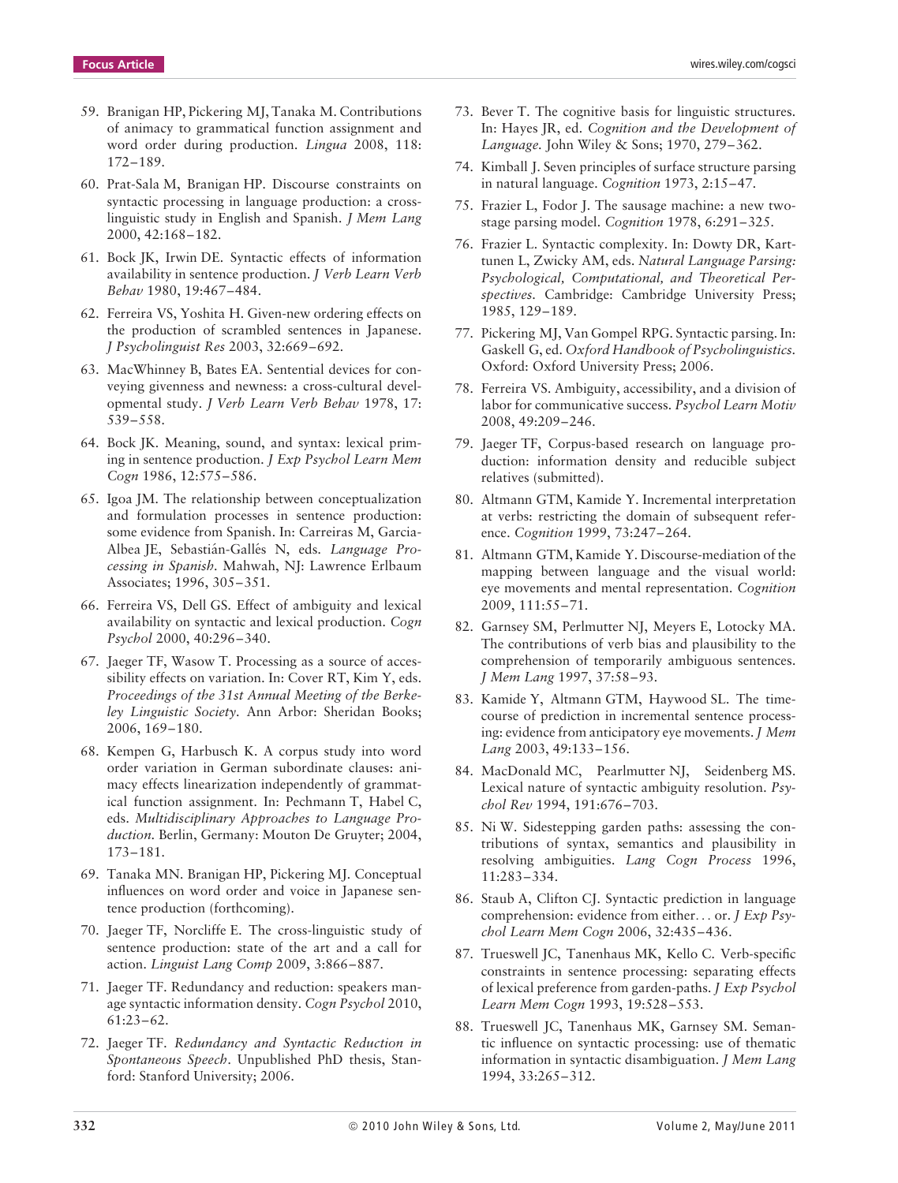59. Branigan HP, Pickering MJ, Tanaka M. Contributions of animacy to grammatical function assignment and word order during production. *Lingua* 2008, 118: 172–189.

60. Prat-Sala M, Branigan HP. Discourse constraints on syntactic processing in language production: a cross-linguistic study in English and Spanish. *J Mem Lang* 2000, 42:168–182.

61. Bock JK, Irwin DE. Syntactic effects of information availability in sentence production. *J Verb Learn Verb Behav* 1980, 19:467–484.

62. Ferreira VS, Yoshita H. Given-new ordering effects on the production of scrambled sentences in Japanese. *J Psycholinguist Res* 2003, 32:669–692.

63. MacWhinney B, Bates EA. Sentential devices for conveying givenness and newness: a cross-cultural developmental study. *J Verb Learn Verb Behav* 1978, 17: 539–558.

64. Bock JK. Meaning, sound, and syntax: lexical priming in sentence production. *J Exp Psychol Learn Mem Cogn* 1986, 12:575–586.

65. Igoa JM. The relationship between conceptualization and formulation processes in sentence production: some evidence from Spanish. In: Carreiras M, Garcia-Albea JE, Sebastián-Gallés N, eds. *Language Processing in Spanish*. Mahwah, NJ: Lawrence Erlbaum Associates; 1996, 305–351.

66. Ferreira VS, Dell GS. Effect of ambiguity and lexical availability on syntactic and lexical production. *Cogn Psychol* 2000, 40:296–340.

67. Jaeger TF, Wasow T. Processing as a source of accessibility effects on variation. In: Cover RT, Kim Y, eds. *Proceedings of the 31st Annual Meeting of the Berkeley Linguistic Society*. Ann Arbor: Sheridan Books; 2006, 169–180.

68. Kempen G, Harbusch K. A corpus study into word order variation in German subordinate clauses: animacy effects linearization independently of grammatical function assignment. In: Pechmann T, Habel C, eds. *Multidisciplinary Approaches to Language Production*. Berlin, Germany: Mouton De Gruyter; 2004, 173–181.

69. Tanaka MN. Branigan HP, Pickering MJ. Conceptual influences on word order and voice in Japanese sentence production (forthcoming).

70. Jaeger TF, Norcliffe E. The cross-linguistic study of sentence production: state of the art and a call for action. *Linguist Lang Comp* 2009, 3:866–887.

71. Jaeger TF. Redundancy and reduction: speakers manage syntactic information density. *Cogn Psychol* 2010, 61:23–62.

72. Jaeger TF. *Redundancy and Syntactic Reduction in Spontaneous Speech*. Unpublished PhD thesis, Stanford: Stanford University; 2006.

73. Bever T. The cognitive basis for linguistic structures. In: Hayes JR, ed. *Cognition and the Development of Language*. John Wiley & Sons; 1970, 279–362.

74. Kimball J. Seven principles of surface structure parsing in natural language. *Cognition* 1973, 2:15–47.

75. Frazier L, Fodor J. The sausage machine: a new two-stage parsing model. *Cognition* 1978, 6:291–325.

76. Frazier L. Syntactic complexity. In: Dowty DR, Karttunen L, Zwicky AM, eds. *Natural Language Parsing: Psychological, Computational, and Theoretical Perspectives*. Cambridge: Cambridge University Press; 1985, 129–189.

77. Pickering MJ, Van Gompel RPG. Syntactic parsing. In: Gaskell G, ed. *Oxford Handbook of Psycholinguistics*. Oxford: Oxford University Press; 2006.

78. Ferreira VS. Ambiguity, accessibility, and a division of labor for communicative success. *Psychol Learn Motiv* 2008, 49:209–246.

79. Jaeger TF, Corpus-based research on language production: information density and reducible subject relatives (submitted).

80. Altmann GTM, Kamide Y. Incremental interpretation at verbs: restricting the domain of subsequent reference. *Cognition* 1999, 73:247–264.

81. Altmann GTM, Kamide Y. Discourse-mediation of the mapping between language and the visual world: eye movements and mental representation. *Cognition* 2009, 111:55–71.

82. Garnsey SM, Perlmutter NJ, Meyers E, Lotocky MA. The contributions of verb bias and plausibility to the comprehension of temporarily ambiguous sentences. *J Mem Lang* 1997, 37:58–93.

83. Kamide Y, Altmann GTM, Haywood SL. The time-course of prediction in incremental sentence processing: evidence from anticipatory eye movements. *J Mem Lang* 2003, 49:133–156.

84. MacDonald MC, Pearlmutter NJ, Seidenberg MS. Lexical nature of syntactic ambiguity resolution. *Psychol Rev* 1994, 191:676–703.

85. Ni W. Sidestepping garden paths: assessing the contributions of syntax, semantics and plausibility in resolving ambiguities. *Lang Cogn Process* 1996, 11:283–334.

86. Staub A, Clifton CJ. Syntactic prediction in language comprehension: evidence from either... or. *J Exp Psychol Learn Mem Cogn* 2006, 32:435–436.

87. Trueswell JC, Tanenhaus MK, Kello C. Verb-specific constraints in sentence processing: separating effects of lexical preference from garden-paths. *J Exp Psychol Learn Mem Cogn* 1993, 19:528–553.

88. Trueswell JC, Tanenhaus MK, Garnsey SM. Semantic influence on syntactic processing: use of thematic information in syntactic disambiguation. *J Mem Lang* 1994, 33:265–312.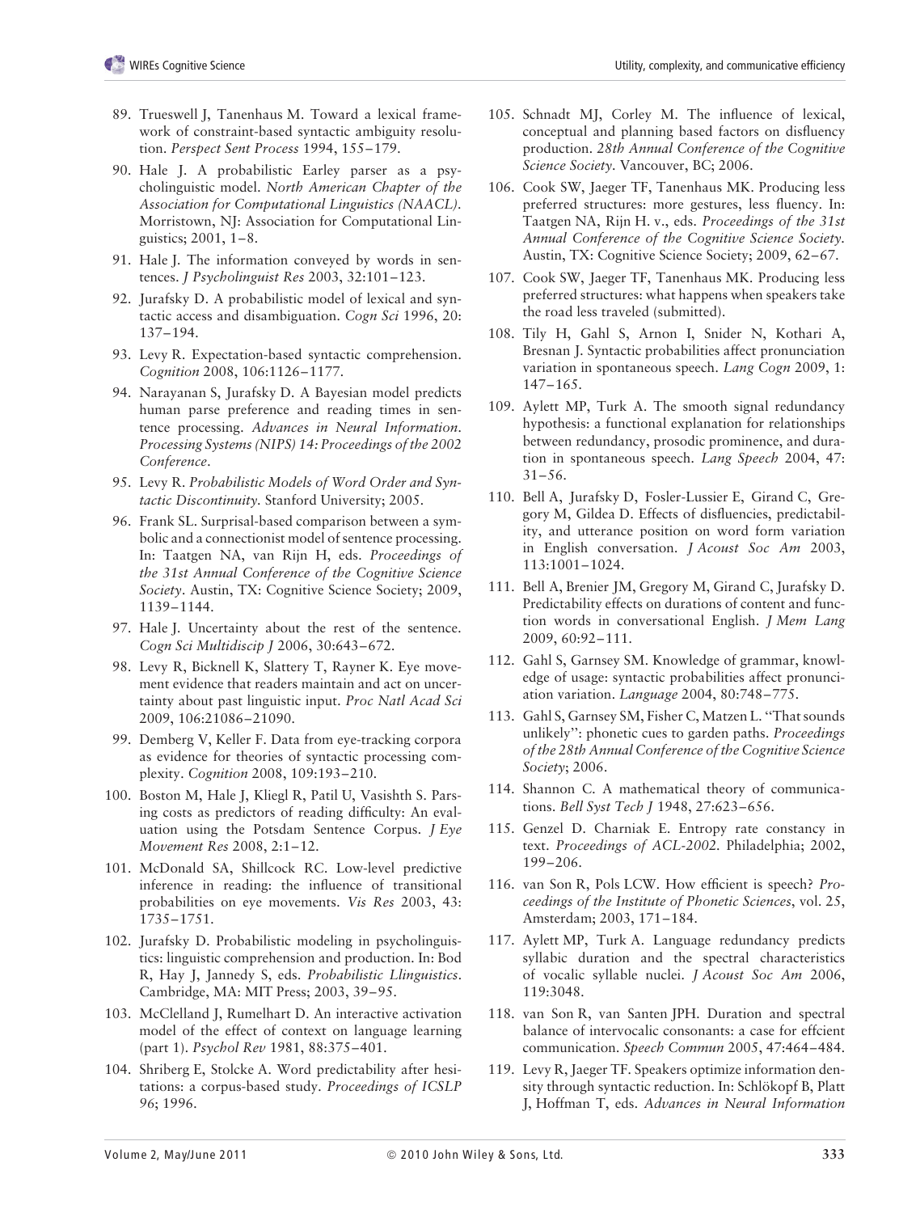89. Trueswell J, Tanenhaus M. Toward a lexical framework of constraint-based syntactic ambiguity resolution. *Perspect Sent Process* 1994, 155–179.

90. Hale J. A probabilistic Earley parser as a psycholinguistic model. *North American Chapter of the Association for Computational Linguistics (NAACL)*. Morristown, NJ: Association for Computational Linguistics; 2001, 1–8.

91. Hale J. The information conveyed by words in sentences. *J Psycholinguist Res* 2003, 32:101–123.

92. Jurafsky D. A probabilistic model of lexical and syntactic access and disambiguation. *Cogn Sci* 1996, 20: 137–194.

93. Levy R. Expectation-based syntactic comprehension. *Cognition* 2008, 106:1126–1177.

94. Narayanan S, Jurafsky D. A Bayesian model predicts human parse preference and reading times in sentence processing. *Advances in Neural Information. Processing Systems (NIPS) 14: Proceedings of the 2002 Conference*.

95. Levy R. *Probabilistic Models of Word Order and Syntactic Discontinuity*. Stanford University; 2005.

96. Frank SL. Surprisal-based comparison between a symbolic and a connectionist model of sentence processing. In: Taatgen NA, van Rijn H, eds. *Proceedings of the 31st Annual Conference of the Cognitive Science Society*. Austin, TX: Cognitive Science Society; 2009, 1139–1144.

97. Hale J. Uncertainty about the rest of the sentence. *Cogn Sci Multidiscip J* 2006, 30:643–672.

98. Levy R, Bicknell K, Slattery T, Rayner K. Eye movement evidence that readers maintain and act on uncertainty about past linguistic input. *Proc Natl Acad Sci* 2009, 106:21086–21090.

99. Demberg V, Keller F. Data from eye-tracking corpora as evidence for theories of syntactic processing complexity. *Cognition* 2008, 109:193–210.

100. Boston M, Hale J, Kliegl R, Patil U, Vasishth S. Parsing costs as predictors of reading difficulty: An evaluation using the Potsdam Sentence Corpus. *J Eye Movement Res* 2008, 2:1–12.

101. McDonald SA, Shillcock RC. Low-level predictive inference in reading: the influence of transitional probabilities on eye movements. *Vis Res* 2003, 43: 1735–1751.

102. Jurafsky D. Probabilistic modeling in psycholinguistics: linguistic comprehension and production. In: Bod R, Hay J, Jannedy S, eds. *Probabilistic Llinguistics*. Cambridge, MA: MIT Press; 2003, 39–95.

103. McClelland J, Rumelhart D. An interactive activation model of the effect of context on language learning (part 1). *Psychol Rev* 1981, 88:375–401.

104. Shriberg E, Stolcke A. Word predictability after hesitations: a corpus-based study. *Proceedings of ICSLP 96*; 1996.

105. Schnadt MJ, Corley M. The influence of lexical, conceptual and planning based factors on disfluency production. *28th Annual Conference of the Cognitive Science Society*. Vancouver, BC; 2006.

106. Cook SW, Jaeger TF, Tanenhaus MK. Producing less preferred structures: more gestures, less fluency. In: Taatgen NA, Rijn H. v., eds. *Proceedings of the 31st Annual Conference of the Cognitive Science Society*. Austin, TX: Cognitive Science Society; 2009, 62–67.

107. Cook SW, Jaeger TF, Tanenhaus MK. Producing less preferred structures: what happens when speakers take the road less traveled (submitted).

108. Tily H, Gahl S, Arnon I, Snider N, Kothari A, Bresnan J. Syntactic probabilities affect pronunciation variation in spontaneous speech. *Lang Cogn* 2009, 1: 147–165.

109. Aylett MP, Turk A. The smooth signal redundancy hypothesis: a functional explanation for relationships between redundancy, prosodic prominence, and duration in spontaneous speech. *Lang Speech* 2004, 47: 31–56.

110. Bell A, Jurafsky D, Fosler-Lussier E, Girand C, Gregory M, Gildea D. Effects of disfluencies, predictability, and utterance position on word form variation in English conversation. *J Acoust Soc Am* 2003, 113:1001–1024.

111. Bell A, Brenier JM, Gregory M, Girand C, Jurafsky D. Predictability effects on durations of content and function words in conversational English. *J Mem Lang* 2009, 60:92–111.

112. Gahl S, Garnsey SM. Knowledge of grammar, knowledge of usage: syntactic probabilities affect pronunciation variation. *Language* 2004, 80:748–775.

113. Gahl S, Garnsey SM, Fisher C, Matzen L. ''That sounds unlikely'': phonetic cues to garden paths. *Proceedings of the 28th Annual Conference of the Cognitive Science Society*; 2006.

114. Shannon C. A mathematical theory of communications. *Bell Syst Tech J* 1948, 27:623–656.

115. Genzel D. Charniak E. Entropy rate constancy in text. *Proceedings of ACL-2002*. Philadelphia; 2002, 199–206.

116. van Son R, Pols LCW. How efficient is speech? *Proceedings of the Institute of Phonetic Sciences*, vol. 25, Amsterdam; 2003, 171–184.

117. Aylett MP, Turk A. Language redundancy predicts syllabic duration and the spectral characteristics of vocalic syllable nuclei. *J Acoust Soc Am* 2006, 119:3048.

118. van Son R, van Santen JPH. Duration and spectral balance of intervocalic consonants: a case for effcient communication. *Speech Commun* 2005, 47:464–484.

119. Levy R, Jaeger TF. Speakers optimize information density through syntactic reduction. In: Schlökopf B, Platt J, Hoffman T, eds. *Advances in Neural Information*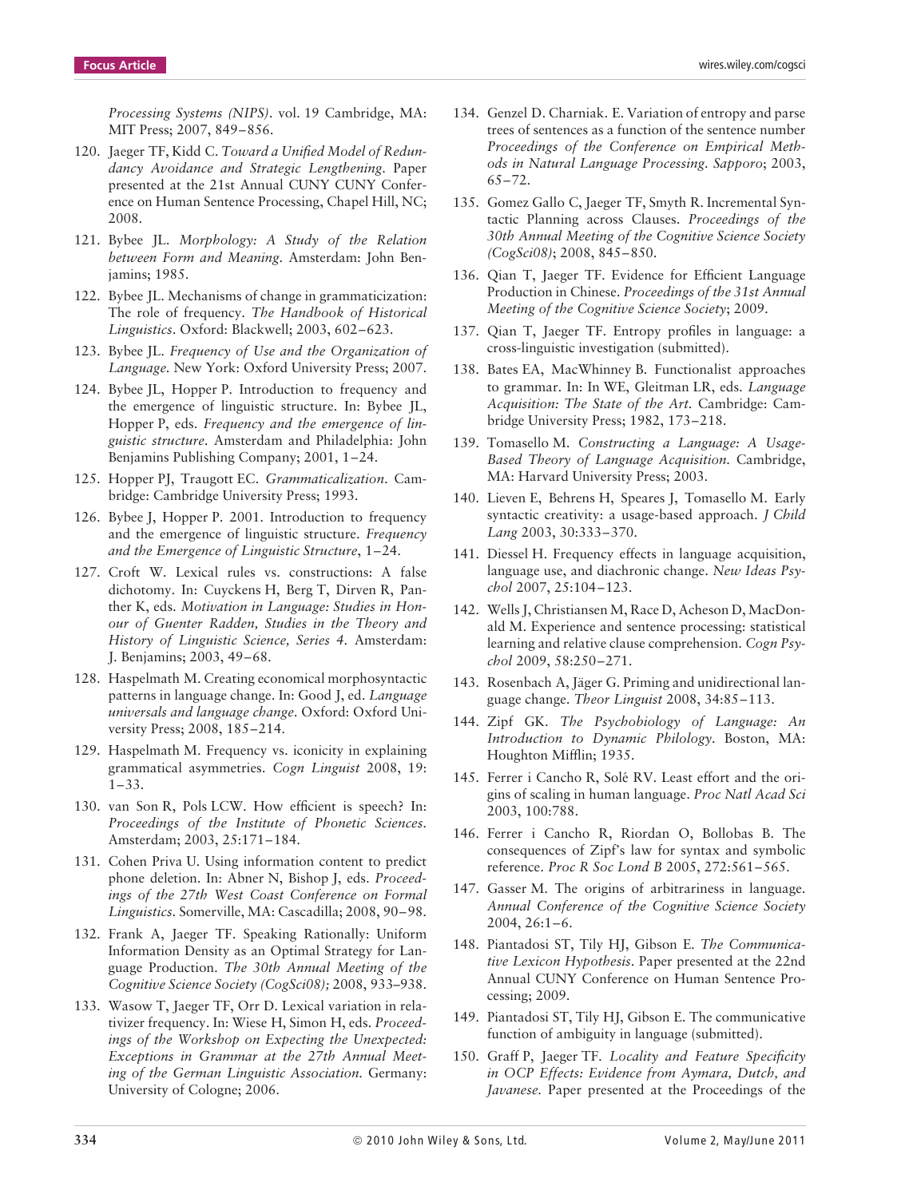*Processing Systems (NIPS)*. vol. 19 Cambridge, MA: MIT Press; 2007, 849–856.

120. Jaeger TF, Kidd C. *Toward a Unified Model of Redundancy Avoidance and Strategic Lengthening*. Paper presented at the 21st Annual CUNY CUNY Conference on Human Sentence Processing, Chapel Hill, NC; 2008.
121. Bybee JL. *Morphology: A Study of the Relation between Form and Meaning*. Amsterdam: John Benjamins; 1985.
122. Bybee JL. Mechanisms of change in grammaticization: The role of frequency. *The Handbook of Historical Linguistics*. Oxford: Blackwell; 2003, 602–623.
123. Bybee JL. *Frequency of Use and the Organization of Language*. New York: Oxford University Press; 2007.
124. Bybee JL, Hopper P. Introduction to frequency and the emergence of linguistic structure. In: Bybee JL, Hopper P, eds. *Frequency and the emergence of linguistic structure*. Amsterdam and Philadelphia: John Benjamins Publishing Company; 2001, 1–24.
125. Hopper PJ, Traugott EC. *Grammaticalization*. Cambridge: Cambridge University Press; 1993.
126. Bybee J, Hopper P. 2001. Introduction to frequency and the emergence of linguistic structure. *Frequency and the Emergence of Linguistic Structure*, 1–24.
127. Croft W. Lexical rules vs. constructions: A false dichotomy. In: Cuyckens H, Berg T, Dirven R, Panther K, eds. *Motivation in Language: Studies in Honour of Guenter Radden, Studies in the Theory and History of Linguistic Science, Series 4*. Amsterdam: J. Benjamins; 2003, 49–68.
128. Haspelmath M. Creating economical morphosyntactic patterns in language change. In: Good J, ed. *Language universals and language change*. Oxford: Oxford University Press; 2008, 185–214.
129. Haspelmath M. Frequency vs. iconicity in explaining grammatical asymmetries. *Cogn Linguist* 2008, 19: 1–33.
130. van Son R, Pols LCW. How efficient is speech? In: *Proceedings of the Institute of Phonetic Sciences*. Amsterdam; 2003, 25:171–184.
131. Cohen Priva U. Using information content to predict phone deletion. In: Abner N, Bishop J, eds. *Proceedings of the 27th West Coast Conference on Formal Linguistics*. Somerville, MA: Cascadilla; 2008, 90–98.
132. Frank A, Jaeger TF. Speaking Rationally: Uniform Information Density as an Optimal Strategy for Language Production. *The 30th Annual Meeting of the Cognitive Science Society (CogSci08);* 2008, 933–938.
133. Wasow T, Jaeger TF, Orr D. Lexical variation in relativizer frequency. In: Wiese H, Simon H, eds. *Proceedings of the Workshop on Expecting the Unexpected: Exceptions in Grammar at the 27th Annual Meeting of the German Linguistic Association*. Germany: University of Cologne; 2006.
134. Genzel D. Charniak. E. Variation of entropy and parse trees of sentences as a function of the sentence number *Proceedings of the Conference on Empirical Methods in Natural Language Processing. Sapporo*; 2003, 65–72.
135. Gomez Gallo C, Jaeger TF, Smyth R. Incremental Syntactic Planning across Clauses. *Proceedings of the 30th Annual Meeting of the Cognitive Science Society (CogSci08)*; 2008, 845–850.
136. Qian T, Jaeger TF. Evidence for Efficient Language Production in Chinese. *Proceedings of the 31st Annual Meeting of the Cognitive Science Society*; 2009.
137. Qian T, Jaeger TF. Entropy profiles in language: a cross-linguistic investigation (submitted).
138. Bates EA, MacWhinney B. Functionalist approaches to grammar. In: In WE, Gleitman LR, eds. *Language Acquisition: The State of the Art*. Cambridge: Cambridge University Press; 1982, 173–218.
139. Tomasello M. *Constructing a Language: A Usage-Based Theory of Language Acquisition*. Cambridge, MA: Harvard University Press; 2003.
140. Lieven E, Behrens H, Speares J, Tomasello M. Early syntactic creativity: a usage-based approach. *J Child Lang* 2003, 30:333–370.
141. Diessel H. Frequency effects in language acquisition, language use, and diachronic change. *New Ideas Psychol* 2007, 25:104–123.
142. Wells J, Christiansen M, Race D, Acheson D, MacDonald M. Experience and sentence processing: statistical learning and relative clause comprehension. *Cogn Psychol* 2009, 58:250–271.
143. Rosenbach A, Jäger G. Priming and unidirectional language change. *Theor Linguist* 2008, 34:85–113.
144. Zipf GK. *The Psychobiology of Language: An Introduction to Dynamic Philology*. Boston, MA: Houghton Mifflin; 1935.
145. Ferrer i Cancho R, Solé RV. Least effort and the origins of scaling in human language. *Proc Natl Acad Sci* 2003, 100:788.
146. Ferrer i Cancho R, Riordan O, Bollobas B. The consequences of Zipf's law for syntax and symbolic reference. *Proc R Soc Lond B* 2005, 272:561–565.
147. Gasser M. The origins of arbitrariness in language. *Annual Conference of the Cognitive Science Society* 2004, 26:1–6.
148. Piantadosi ST, Tily HJ, Gibson E. *The Communicative Lexicon Hypothesis*. Paper presented at the 22nd Annual CUNY Conference on Human Sentence Processing; 2009.
149. Piantadosi ST, Tily HJ, Gibson E. The communicative function of ambiguity in language (submitted).
150. Graff P, Jaeger TF. *Locality and Feature Specificity in OCP Effects: Evidence from Aymara, Dutch, and Javanese*. Paper presented at the Proceedings of the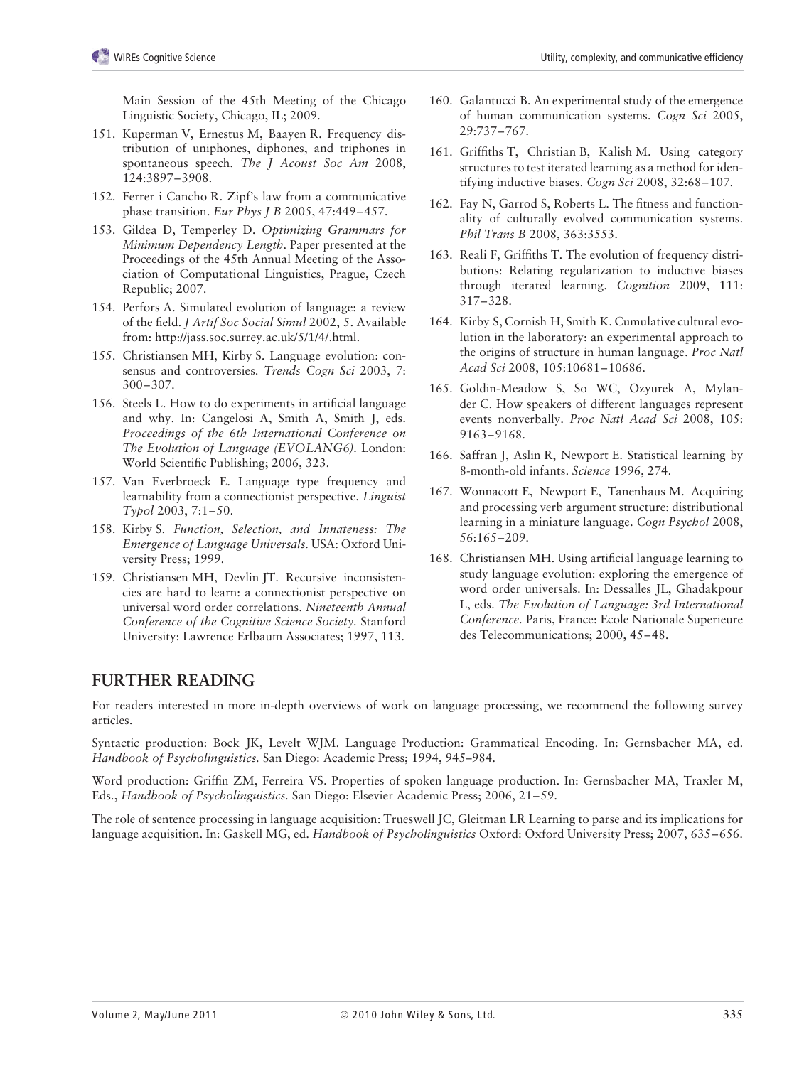Main Session of the 45th Meeting of the Chicago Linguistic Society, Chicago, IL; 2009.

151. Kuperman V, Ernestus M, Baayen R. Frequency distribution of uniphones, diphones, and triphones in spontaneous speech. *The J Acoust Soc Am* 2008, 124:3897–3908.
152. Ferrer i Cancho R. Zipf's law from a communicative phase transition. *Eur Phys J B* 2005, 47:449–457.
153. Gildea D, Temperley D. *Optimizing Grammars for Minimum Dependency Length*. Paper presented at the Proceedings of the 45th Annual Meeting of the Association of Computational Linguistics, Prague, Czech Republic; 2007.
154. Perfors A. Simulated evolution of language: a review of the field. *J Artif Soc Social Simul* 2002, 5. Available from: http://jass.soc.surrey.ac.uk/5/1/4/.html.
155. Christiansen MH, Kirby S. Language evolution: consensus and controversies. *Trends Cogn Sci* 2003, 7: 300–307.
156. Steels L. How to do experiments in artificial language and why. In: Cangelosi A, Smith A, Smith J, eds. *Proceedings of the 6th International Conference on The Evolution of Language (EVOLANG6)*. London: World Scientific Publishing; 2006, 323.
157. Van Everbroeck E. Language type frequency and learnability from a connectionist perspective. *Linguist Typol* 2003, 7:1–50.
158. Kirby S. *Function, Selection, and Innateness: The Emergence of Language Universals*. USA: Oxford University Press; 1999.
159. Christiansen MH, Devlin JT. Recursive inconsistencies are hard to learn: a connectionist perspective on universal word order correlations. *Nineteenth Annual Conference of the Cognitive Science Society*. Stanford University: Lawrence Erlbaum Associates; 1997, 113.
160. Galantucci B. An experimental study of the emergence of human communication systems. *Cogn Sci* 2005, 29:737–767.
161. Griffiths T, Christian B, Kalish M. Using category structures to test iterated learning as a method for identifying inductive biases. *Cogn Sci* 2008, 32:68–107.
162. Fay N, Garrod S, Roberts L. The fitness and functionality of culturally evolved communication systems. *Phil Trans B* 2008, 363:3553.
163. Reali F, Griffiths T. The evolution of frequency distributions: Relating regularization to inductive biases through iterated learning. *Cognition* 2009, 111: 317–328.
164. Kirby S, Cornish H, Smith K. Cumulative cultural evolution in the laboratory: an experimental approach to the origins of structure in human language. *Proc Natl Acad Sci* 2008, 105:10681–10686.
165. Goldin-Meadow S, So WC, Ozyurek A, Mylander C. How speakers of different languages represent events nonverbally. *Proc Natl Acad Sci* 2008, 105: 9163–9168.
166. Saffran J, Aslin R, Newport E. Statistical learning by 8-month-old infants. *Science* 1996, 274.
167. Wonnacott E, Newport E, Tanenhaus M. Acquiring and processing verb argument structure: distributional learning in a miniature language. *Cogn Psychol* 2008, 56:165–209.
168. Christiansen MH. Using artificial language learning to study language evolution: exploring the emergence of word order universals. In: Dessalles JL, Ghadakpour L, eds. *The Evolution of Language: 3rd International Conference*. Paris, France: Ecole Nationale Superieure des Telecommunications; 2000, 45–48.

## FURTHER READING

For readers interested in more in-depth overviews of work on language processing, we recommend the following survey articles.

Syntactic production: Bock JK, Levelt WJM. Language Production: Grammatical Encoding. In: Gernsbacher MA, ed. *Handbook of Psycholinguistics*. San Diego: Academic Press; 1994, 945–984.

Word production: Griffin ZM, Ferreira VS. Properties of spoken language production. In: Gernsbacher MA, Traxler M, Eds., *Handbook of Psycholinguistics*. San Diego: Elsevier Academic Press; 2006, 21–59.

The role of sentence processing in language acquisition: Trueswell JC, Gleitman LR Learning to parse and its implications for language acquisition. In: Gaskell MG, ed. *Handbook of Psycholinguistics* Oxford: Oxford University Press; 2007, 635–656.